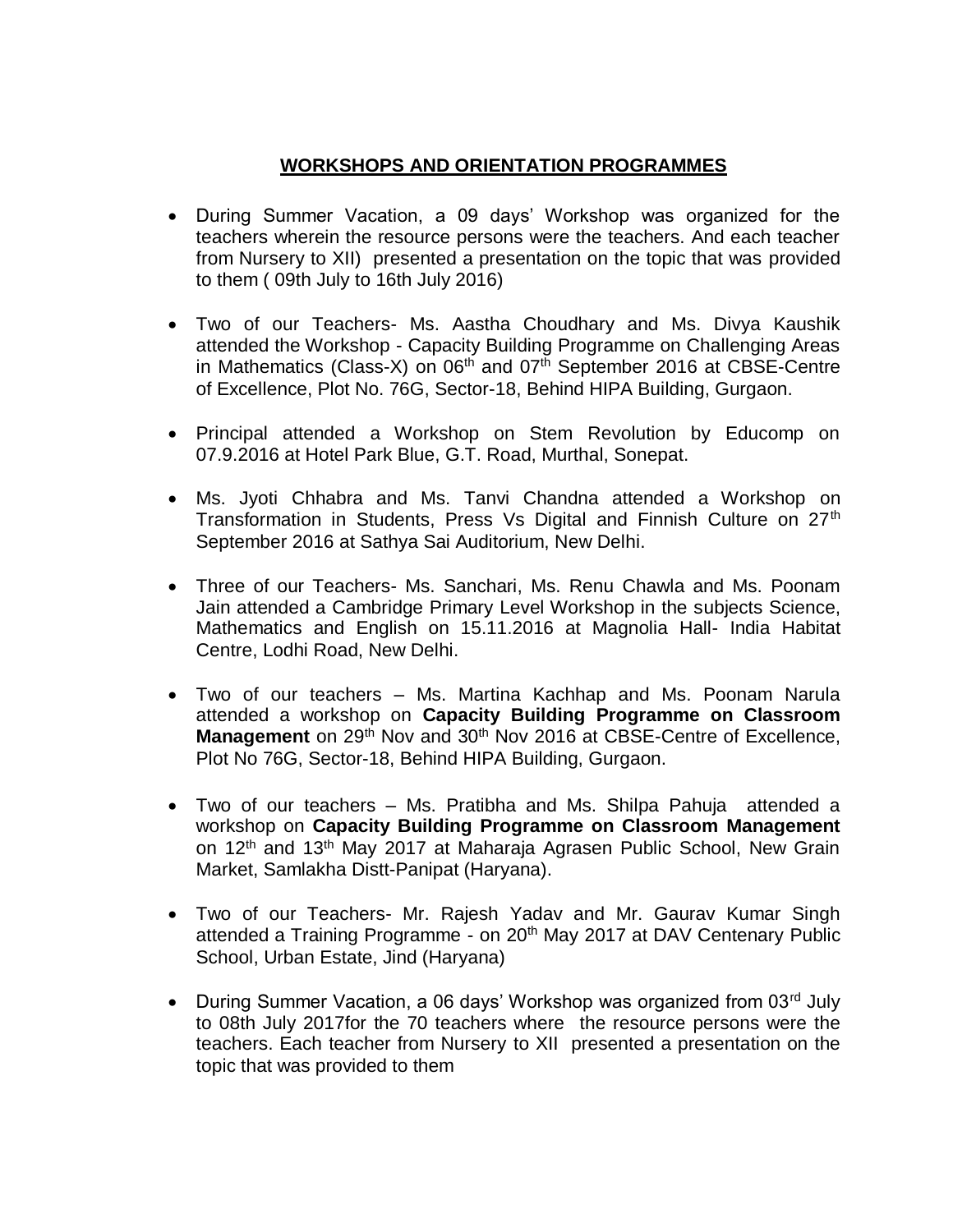## WORKSHOPS AND ORIENTATION PROGRAMMES

- During Summer Vacation, a 09 days' Workshop was organized for the teachers wherein the resource persons were the teachers. And each teacher from Nursery to XII) presented a presentation on the topic that was provided to them ( 09th July to 16th July 2016)

- Two of our Teachers- Ms. Aastha Choudhary and Ms. Divya Kaushik attended the Workshop - Capacity Building Programme on Challenging Areas in Mathematics (Class-X) on 06th and 07th September 2016 at CBSE-Centre of Excellence, Plot No. 76G, Sector-18, Behind HIPA Building, Gurgaon.

- Principal attended a Workshop on Stem Revolution by Educomp on 07.9.2016 at Hotel Park Blue, G.T. Road, Murthal, Sonepat.

- Ms. Jyoti Chhabra and Ms. Tanvi Chandna attended a Workshop on Transformation in Students, Press Vs Digital and Finnish Culture on 27th September 2016 at Sathya Sai Auditorium, New Delhi.

- Three of our Teachers- Ms. Sanchari, Ms. Renu Chawla and Ms. Poonam Jain attended a Cambridge Primary Level Workshop in the subjects Science, Mathematics and English on 15.11.2016 at Magnolia Hall- India Habitat Centre, Lodhi Road, New Delhi.

- Two of our teachers – Ms. Martina Kachhap and Ms. Poonam Narula attended a workshop on **Capacity Building Programme on Classroom Management** on 29th Nov and 30th Nov 2016 at CBSE-Centre of Excellence, Plot No 76G, Sector-18, Behind HIPA Building, Gurgaon.

- Two of our teachers – Ms. Pratibha and Ms. Shilpa Pahuja attended a workshop on **Capacity Building Programme on Classroom Management** on 12th and 13th May 2017 at Maharaja Agrasen Public School, New Grain Market, Samlakha Distt-Panipat (Haryana).

- Two of our Teachers- Mr. Rajesh Yadav and Mr. Gaurav Kumar Singh attended a Training Programme - on 20th May 2017 at DAV Centenary Public School, Urban Estate, Jind (Haryana)

- During Summer Vacation, a 06 days' Workshop was organized from 03rd July to 08th July 2017for the 70 teachers where the resource persons were the teachers. Each teacher from Nursery to XII presented a presentation on the topic that was provided to them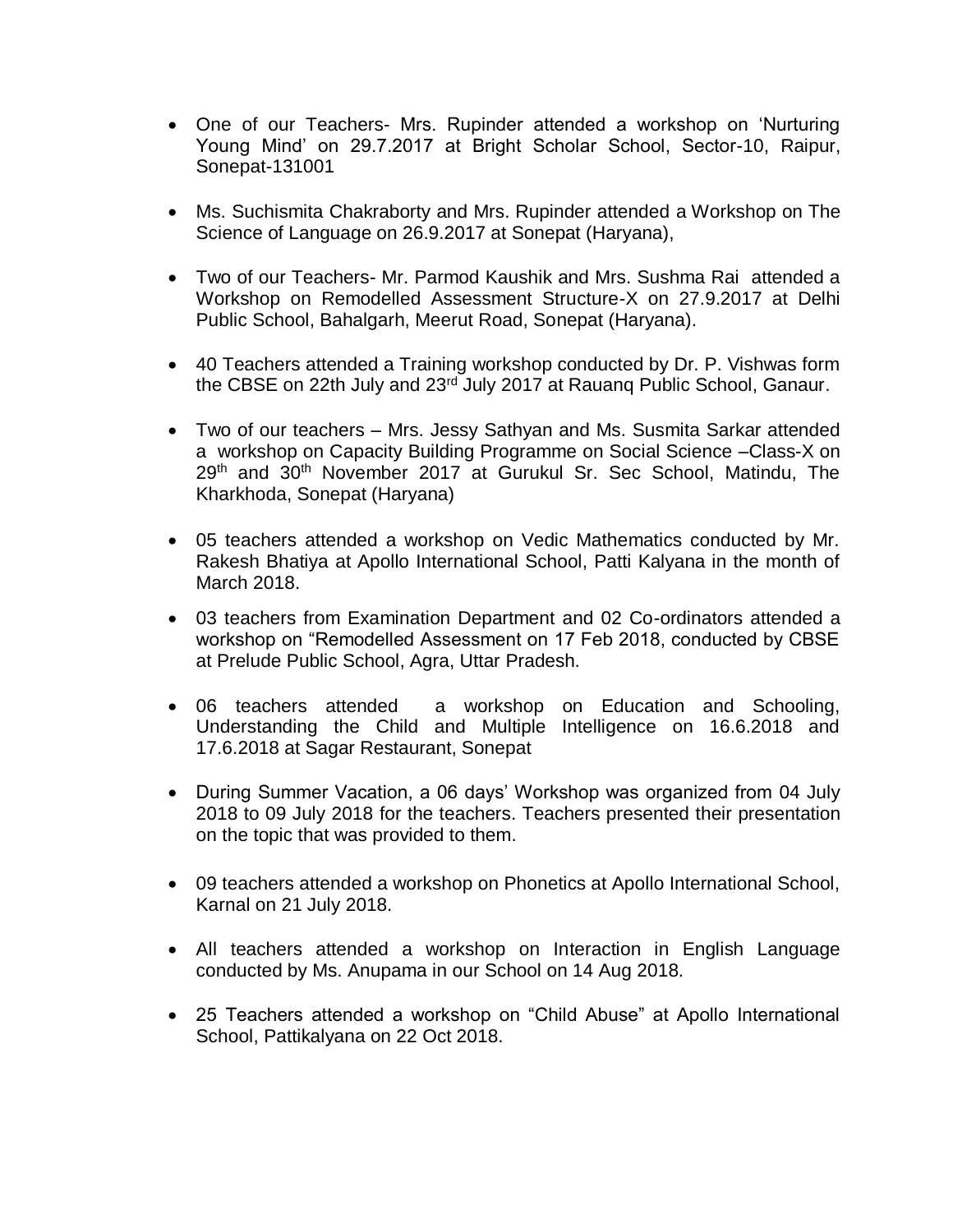- One of our Teachers- Mrs. Rupinder attended a workshop on 'Nurturing Young Mind' on 29.7.2017 at Bright Scholar School, Sector-10, Raipur, Sonepat-131001

- Ms. Suchismita Chakraborty and Mrs. Rupinder attended a Workshop on The Science of Language on 26.9.2017 at Sonepat (Haryana),

- Two of our Teachers- Mr. Parmod Kaushik and Mrs. Sushma Rai attended a Workshop on Remodelled Assessment Structure-X on 27.9.2017 at Delhi Public School, Bahalgarh, Meerut Road, Sonepat (Haryana).

- 40 Teachers attended a Training workshop conducted by Dr. P. Vishwas form the CBSE on 22th July and 23rd July 2017 at Rauanq Public School, Ganaur.

- Two of our teachers – Mrs. Jessy Sathyan and Ms. Susmita Sarkar attended a workshop on Capacity Building Programme on Social Science –Class-X on 29th and 30th November 2017 at Gurukul Sr. Sec School, Matindu, The Kharkhoda, Sonepat (Haryana)

- 05 teachers attended a workshop on Vedic Mathematics conducted by Mr. Rakesh Bhatiya at Apollo International School, Patti Kalyana in the month of March 2018.

- 03 teachers from Examination Department and 02 Co-ordinators attended a workshop on "Remodelled Assessment on 17 Feb 2018, conducted by CBSE at Prelude Public School, Agra, Uttar Pradesh.

- 06 teachers attended a workshop on Education and Schooling, Understanding the Child and Multiple Intelligence on 16.6.2018 and 17.6.2018 at Sagar Restaurant, Sonepat

- During Summer Vacation, a 06 days' Workshop was organized from 04 July 2018 to 09 July 2018 for the teachers. Teachers presented their presentation on the topic that was provided to them.

- 09 teachers attended a workshop on Phonetics at Apollo International School, Karnal on 21 July 2018.

- All teachers attended a workshop on Interaction in English Language conducted by Ms. Anupama in our School on 14 Aug 2018.

- 25 Teachers attended a workshop on "Child Abuse" at Apollo International School, Pattikalyana on 22 Oct 2018.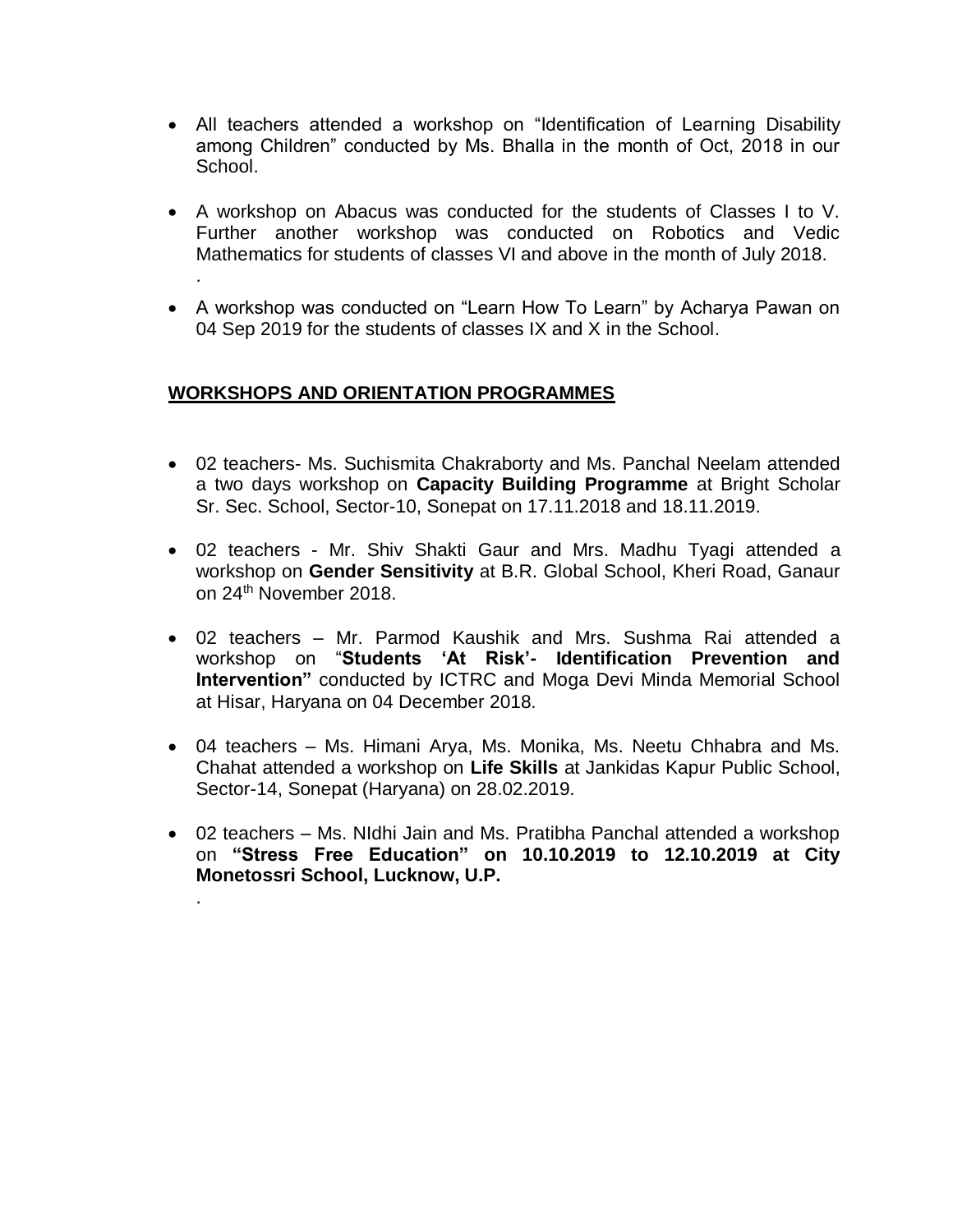- All teachers attended a workshop on "Identification of Learning Disability among Children" conducted by Ms. Bhalla in the month of Oct, 2018 in our School.

- A workshop on Abacus was conducted for the students of Classes I to V. Further another workshop was conducted on Robotics and Vedic Mathematics for students of classes VI and above in the month of July 2018.
  .

- A workshop was conducted on "Learn How To Learn" by Acharya Pawan on 04 Sep 2019 for the students of classes IX and X in the School.

## WORKSHOPS AND ORIENTATION PROGRAMMES

- 02 teachers- Ms. Suchismita Chakraborty and Ms. Panchal Neelam attended a two days workshop on **Capacity Building Programme** at Bright Scholar Sr. Sec. School, Sector-10, Sonepat on 17.11.2018 and 18.11.2019.

- 02 teachers - Mr. Shiv Shakti Gaur and Mrs. Madhu Tyagi attended a workshop on **Gender Sensitivity** at B.R. Global School, Kheri Road, Ganaur on 24th November 2018.

- 02 teachers – Mr. Parmod Kaushik and Mrs. Sushma Rai attended a workshop on "**Students 'At Risk'- Identification Prevention and Intervention"** conducted by ICTRC and Moga Devi Minda Memorial School at Hisar, Haryana on 04 December 2018.

- 04 teachers – Ms. Himani Arya, Ms. Monika, Ms. Neetu Chhabra and Ms. Chahat attended a workshop on **Life Skills** at Jankidas Kapur Public School, Sector-14, Sonepat (Haryana) on 28.02.2019.

- 02 teachers – Ms. NIdhi Jain and Ms. Pratibha Panchal attended a workshop on **"Stress Free Education" on 10.10.2019 to 12.10.2019 at City Monetossri School, Lucknow, U.P.**
  .